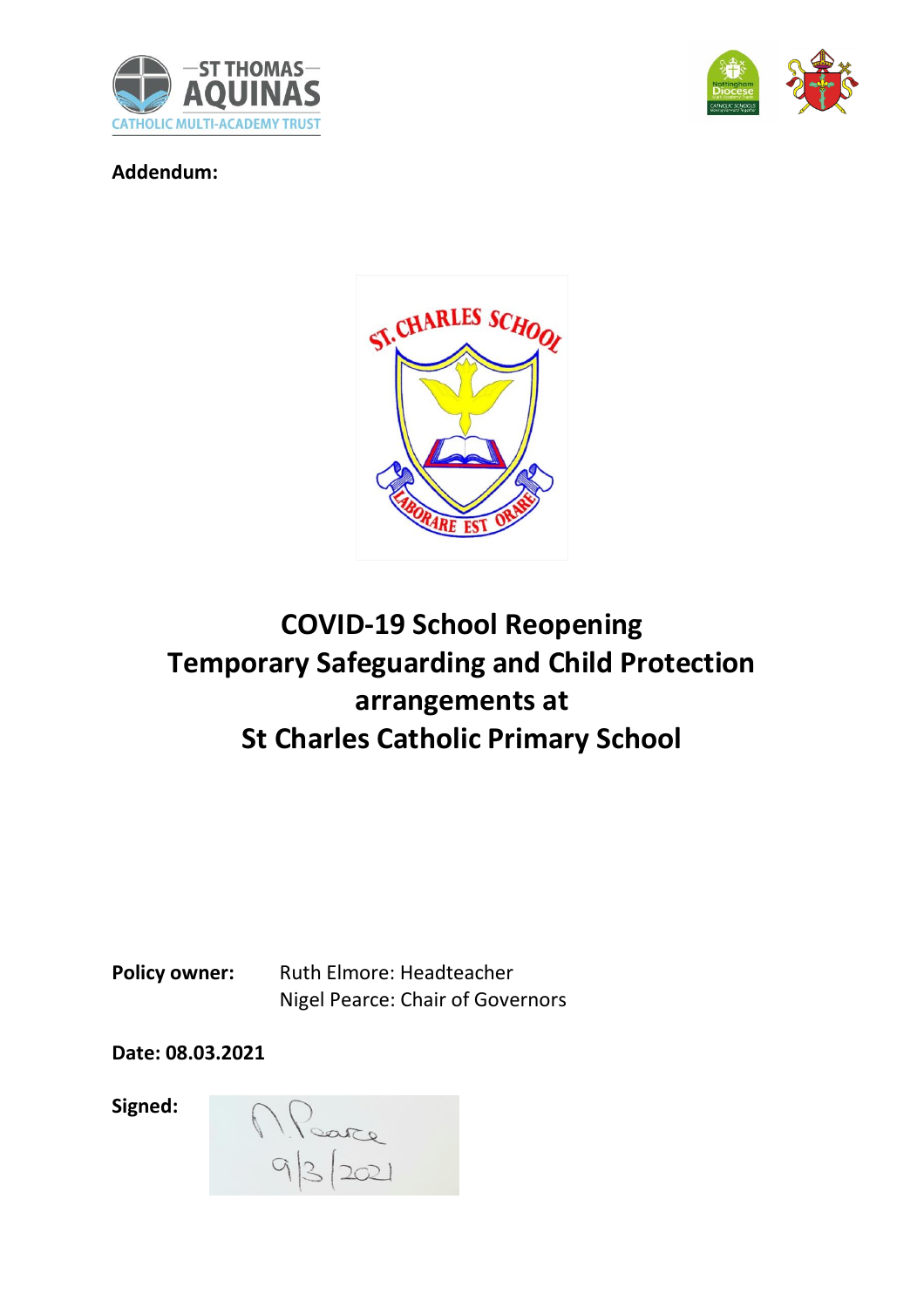**Addendum:**

# COVID-19 School Reopening
# Temporary Safeguarding and Child Protection arrangements at
# St Charles Catholic Primary School

**Policy owner:** Ruth Elmore: Headteacher
Nigel Pearce: Chair of Governors

**Date: 08.03.2021**

**Signed:** N Pearce 9/3/2021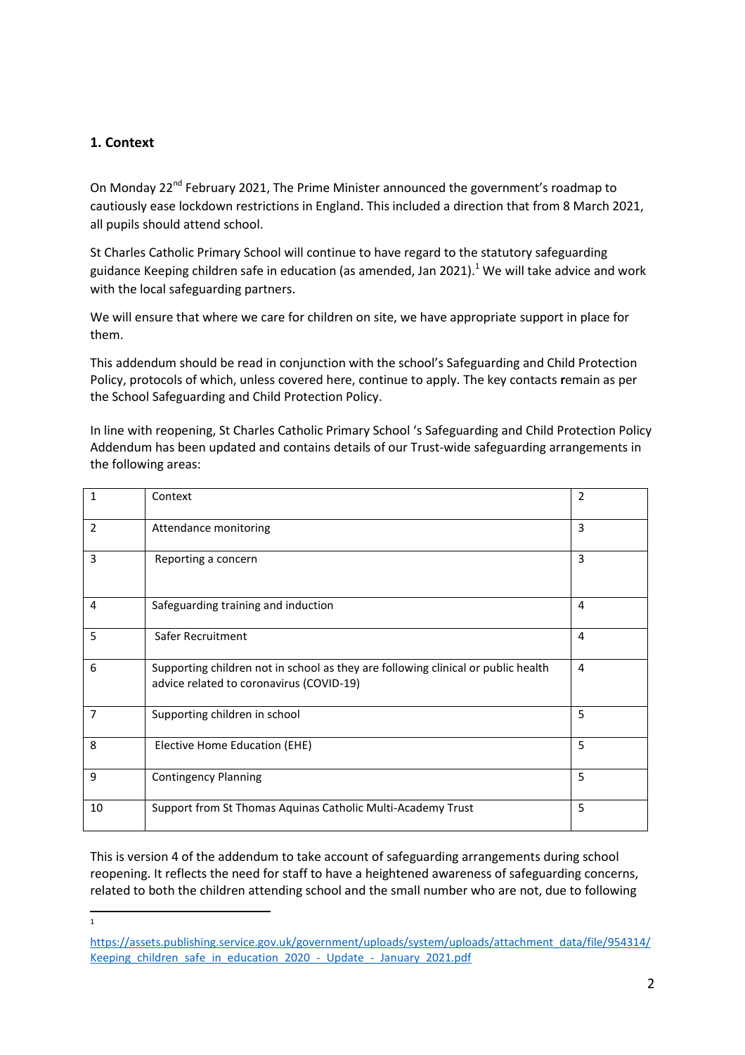## 1. Context

On Monday 22nd February 2021, The Prime Minister announced the government's roadmap to cautiously ease lockdown restrictions in England. This included a direction that from 8 March 2021, all pupils should attend school.

St Charles Catholic Primary School will continue to have regard to the statutory safeguarding guidance Keeping children safe in education (as amended, Jan 2021).[1] We will take advice and work with the local safeguarding partners.

We will ensure that where we care for children on site, we have appropriate support in place for them.

This addendum should be read in conjunction with the school's Safeguarding and Child Protection Policy, protocols of which, unless covered here, continue to apply. The key contacts remain as per the School Safeguarding and Child Protection Policy.

In line with reopening, St Charles Catholic Primary School 's Safeguarding and Child Protection Policy Addendum has been updated and contains details of our Trust-wide safeguarding arrangements in the following areas:

| | | |
|---|---|---|
| 1 | Context | 2 |
| 2 | Attendance monitoring | 3 |
| 3 | Reporting a concern | 3 |
| 4 | Safeguarding training and induction | 4 |
| 5 | Safer Recruitment | 4 |
| 6 | Supporting children not in school as they are following clinical or public health advice related to coronavirus (COVID-19) | 4 |
| 7 | Supporting children in school | 5 |
| 8 | Elective Home Education (EHE) | 5 |
| 9 | Contingency Planning | 5 |
| 10 | Support from St Thomas Aquinas Catholic Multi-Academy Trust | 5 |

This is version 4 of the addendum to take account of safeguarding arrangements during school reopening. It reflects the need for staff to have a heightened awareness of safeguarding concerns, related to both the children attending school and the small number who are not, due to following

---

[1] https://assets.publishing.service.gov.uk/government/uploads/system/uploads/attachment_data/file/954314/Keeping_children_safe_in_education_2020_-_Update_-_January_2021.pdf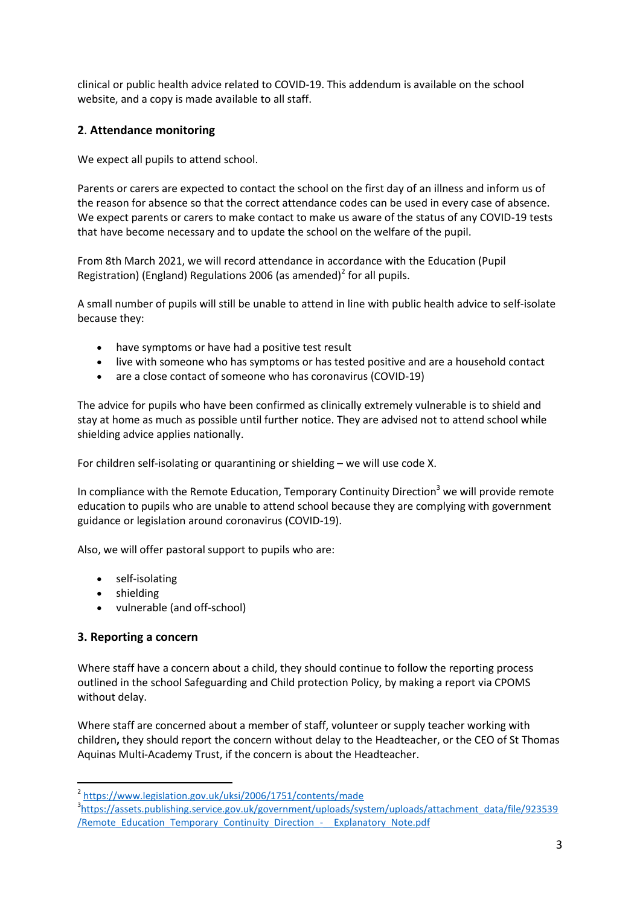clinical or public health advice related to COVID-19. This addendum is available on the school website, and a copy is made available to all staff.

## 2. Attendance monitoring

We expect all pupils to attend school.

Parents or carers are expected to contact the school on the first day of an illness and inform us of the reason for absence so that the correct attendance codes can be used in every case of absence. We expect parents or carers to make contact to make us aware of the status of any COVID-19 tests that have become necessary and to update the school on the welfare of the pupil.

From 8th March 2021, we will record attendance in accordance with the Education (Pupil Registration) (England) Regulations 2006 (as amended)[2] for all pupils.

A small number of pupils will still be unable to attend in line with public health advice to self-isolate because they:

- have symptoms or have had a positive test result
- live with someone who has symptoms or has tested positive and are a household contact
- are a close contact of someone who has coronavirus (COVID-19)

The advice for pupils who have been confirmed as clinically extremely vulnerable is to shield and stay at home as much as possible until further notice. They are advised not to attend school while shielding advice applies nationally.

For children self-isolating or quarantining or shielding – we will use code X.

In compliance with the Remote Education, Temporary Continuity Direction[3] we will provide remote education to pupils who are unable to attend school because they are complying with government guidance or legislation around coronavirus (COVID-19).

Also, we will offer pastoral support to pupils who are:

- self-isolating
- shielding
- vulnerable (and off-school)

## 3. Reporting a concern

Where staff have a concern about a child, they should continue to follow the reporting process outlined in the school Safeguarding and Child protection Policy, by making a report via CPOMS without delay.

Where staff are concerned about a member of staff, volunteer or supply teacher working with children**,** they should report the concern without delay to the Headteacher, or the CEO of St Thomas Aquinas Multi-Academy Trust, if the concern is about the Headteacher.

---

[2] https://www.legislation.gov.uk/uksi/2006/1751/contents/made

[3] https://assets.publishing.service.gov.uk/government/uploads/system/uploads/attachment_data/file/923539/Remote_Education_Temporary_Continuity_Direction_-__Explanatory_Note.pdf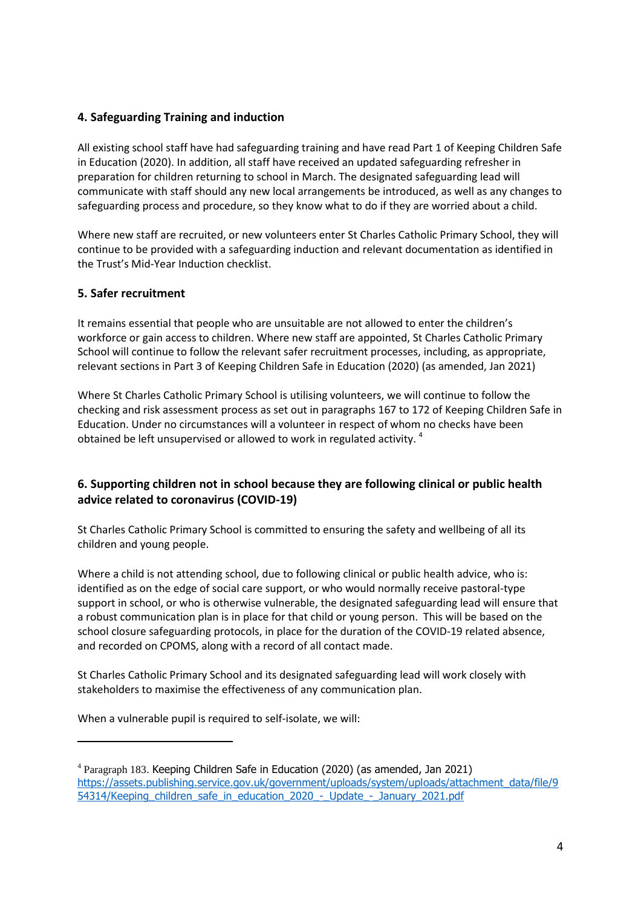## 4. Safeguarding Training and induction

All existing school staff have had safeguarding training and have read Part 1 of Keeping Children Safe in Education (2020). In addition, all staff have received an updated safeguarding refresher in preparation for children returning to school in March. The designated safeguarding lead will communicate with staff should any new local arrangements be introduced, as well as any changes to safeguarding process and procedure, so they know what to do if they are worried about a child.

Where new staff are recruited, or new volunteers enter St Charles Catholic Primary School, they will continue to be provided with a safeguarding induction and relevant documentation as identified in the Trust's Mid-Year Induction checklist.

## 5. Safer recruitment

It remains essential that people who are unsuitable are not allowed to enter the children's workforce or gain access to children. Where new staff are appointed, St Charles Catholic Primary School will continue to follow the relevant safer recruitment processes, including, as appropriate, relevant sections in Part 3 of Keeping Children Safe in Education (2020) (as amended, Jan 2021)

Where St Charles Catholic Primary School is utilising volunteers, we will continue to follow the checking and risk assessment process as set out in paragraphs 167 to 172 of Keeping Children Safe in Education. Under no circumstances will a volunteer in respect of whom no checks have been obtained be left unsupervised or allowed to work in regulated activity. [4]

## 6. Supporting children not in school because they are following clinical or public health advice related to coronavirus (COVID-19)

St Charles Catholic Primary School is committed to ensuring the safety and wellbeing of all its children and young people.

Where a child is not attending school, due to following clinical or public health advice, who is: identified as on the edge of social care support, or who would normally receive pastoral-type support in school, or who is otherwise vulnerable, the designated safeguarding lead will ensure that a robust communication plan is in place for that child or young person. This will be based on the school closure safeguarding protocols, in place for the duration of the COVID-19 related absence, and recorded on CPOMS, along with a record of all contact made.

St Charles Catholic Primary School and its designated safeguarding lead will work closely with stakeholders to maximise the effectiveness of any communication plan.

When a vulnerable pupil is required to self-isolate, we will:

---

[4] Paragraph 183. Keeping Children Safe in Education (2020) (as amended, Jan 2021) https://assets.publishing.service.gov.uk/government/uploads/system/uploads/attachment_data/file/954314/Keeping_children_safe_in_education_2020_-_Update_-_January_2021.pdf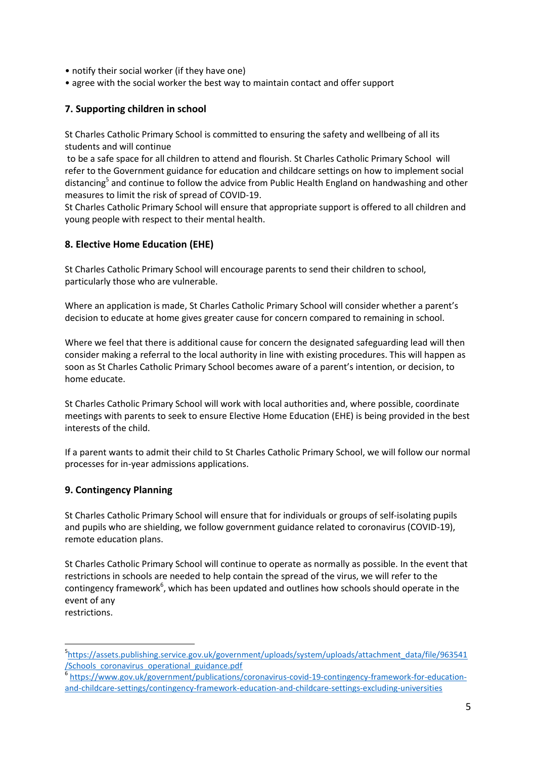- notify their social worker (if they have one)
- agree with the social worker the best way to maintain contact and offer support

## 7. Supporting children in school

St Charles Catholic Primary School is committed to ensuring the safety and wellbeing of all its students and will continue to be a safe space for all children to attend and flourish. St Charles Catholic Primary School will refer to the Government guidance for education and childcare settings on how to implement social distancing[5] and continue to follow the advice from Public Health England on handwashing and other measures to limit the risk of spread of COVID-19.
St Charles Catholic Primary School will ensure that appropriate support is offered to all children and young people with respect to their mental health.

## 8. Elective Home Education (EHE)

St Charles Catholic Primary School will encourage parents to send their children to school, particularly those who are vulnerable.

Where an application is made, St Charles Catholic Primary School will consider whether a parent's decision to educate at home gives greater cause for concern compared to remaining in school.

Where we feel that there is additional cause for concern the designated safeguarding lead will then consider making a referral to the local authority in line with existing procedures. This will happen as soon as St Charles Catholic Primary School becomes aware of a parent's intention, or decision, to home educate.

St Charles Catholic Primary School will work with local authorities and, where possible, coordinate meetings with parents to seek to ensure Elective Home Education (EHE) is being provided in the best interests of the child.

If a parent wants to admit their child to St Charles Catholic Primary School, we will follow our normal processes for in-year admissions applications.

## 9. Contingency Planning

St Charles Catholic Primary School will ensure that for individuals or groups of self-isolating pupils and pupils who are shielding, we follow government guidance related to coronavirus (COVID-19), remote education plans.

St Charles Catholic Primary School will continue to operate as normally as possible. In the event that restrictions in schools are needed to help contain the spread of the virus, we will refer to the contingency framework[6], which has been updated and outlines how schools should operate in the event of any restrictions.

---

[5] https://assets.publishing.service.gov.uk/government/uploads/system/uploads/attachment_data/file/963541/Schools_coronavirus_operational_guidance.pdf

[6] https://www.gov.uk/government/publications/coronavirus-covid-19-contingency-framework-for-education-and-childcare-settings/contingency-framework-education-and-childcare-settings-excluding-universities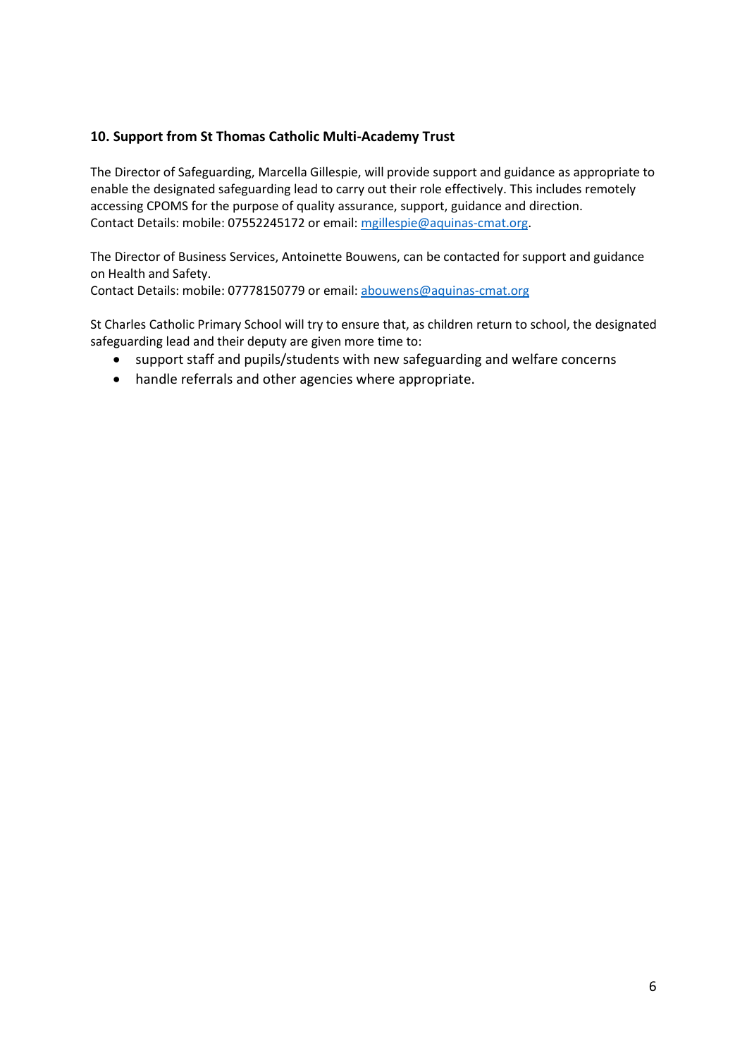### 10. Support from St Thomas Catholic Multi-Academy Trust

The Director of Safeguarding, Marcella Gillespie, will provide support and guidance as appropriate to enable the designated safeguarding lead to carry out their role effectively. This includes remotely accessing CPOMS for the purpose of quality assurance, support, guidance and direction.
Contact Details: mobile: 07552245172 or email: mgillespie@aquinas-cmat.org.

The Director of Business Services, Antoinette Bouwens, can be contacted for support and guidance on Health and Safety.
Contact Details: mobile: 07778150779 or email: abouwens@aquinas-cmat.org

St Charles Catholic Primary School will try to ensure that, as children return to school, the designated safeguarding lead and their deputy are given more time to:

- support staff and pupils/students with new safeguarding and welfare concerns
- handle referrals and other agencies where appropriate.